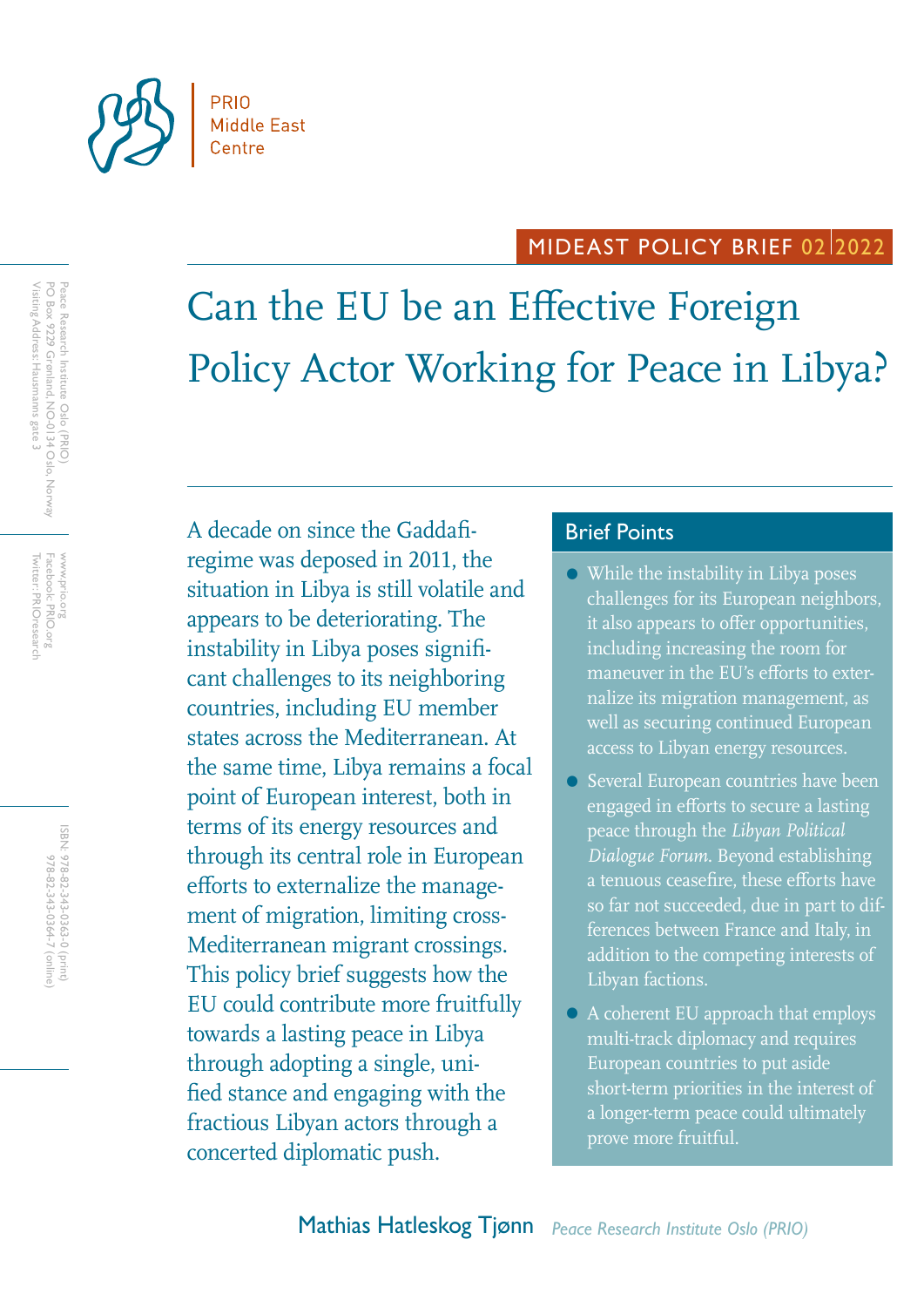PRIO Middle East Centre

MIDEAST POLICY BRIEF 02 2022

# Can the EU be an Effective Foreign Policy Actor Working for Peace in Libya?

Peace Research Institute Oslo (PRIO)
PO Box 9229 Grønland, NO-0134 Oslo, Norway
Visiting Address: Hausmanns gate 3

www.prio.org
Facebook: PRIO.org
Twitter: PRIOresearch

ISBN: 978-82-343-0363-0 (print)
978-82-343-0364-7 (online)

A decade on since the Gaddafi-regime was deposed in 2011, the situation in Libya is still volatile and appears to be deteriorating. The instability in Libya poses significant challenges to its neighboring countries, including EU member states across the Mediterranean. At the same time, Libya remains a focal point of European interest, both in terms of its energy resources and through its central role in European efforts to externalize the management of migration, limiting cross-Mediterranean migrant crossings. This policy brief suggests how the EU could contribute more fruitfully towards a lasting peace in Libya through adopting a single, unified stance and engaging with the fractious Libyan actors through a concerted diplomatic push.

## Brief Points

- While the instability in Libya poses challenges for its European neighbors, it also appears to offer opportunities, including increasing the room for maneuver in the EU's efforts to externalize its migration management, as well as securing continued European access to Libyan energy resources.
- Several European countries have been engaged in efforts to secure a lasting peace through the *Libyan Political Dialogue Forum*. Beyond establishing a tenuous ceasefire, these efforts have so far not succeeded, due in part to differences between France and Italy, in addition to the competing interests of Libyan factions.
- A coherent EU approach that employs multi-track diplomacy and requires European countries to put aside short-term priorities in the interest of a longer-term peace could ultimately prove more fruitful.

**Mathias Hatleskog Tjønn** *Peace Research Institute Oslo (PRIO)*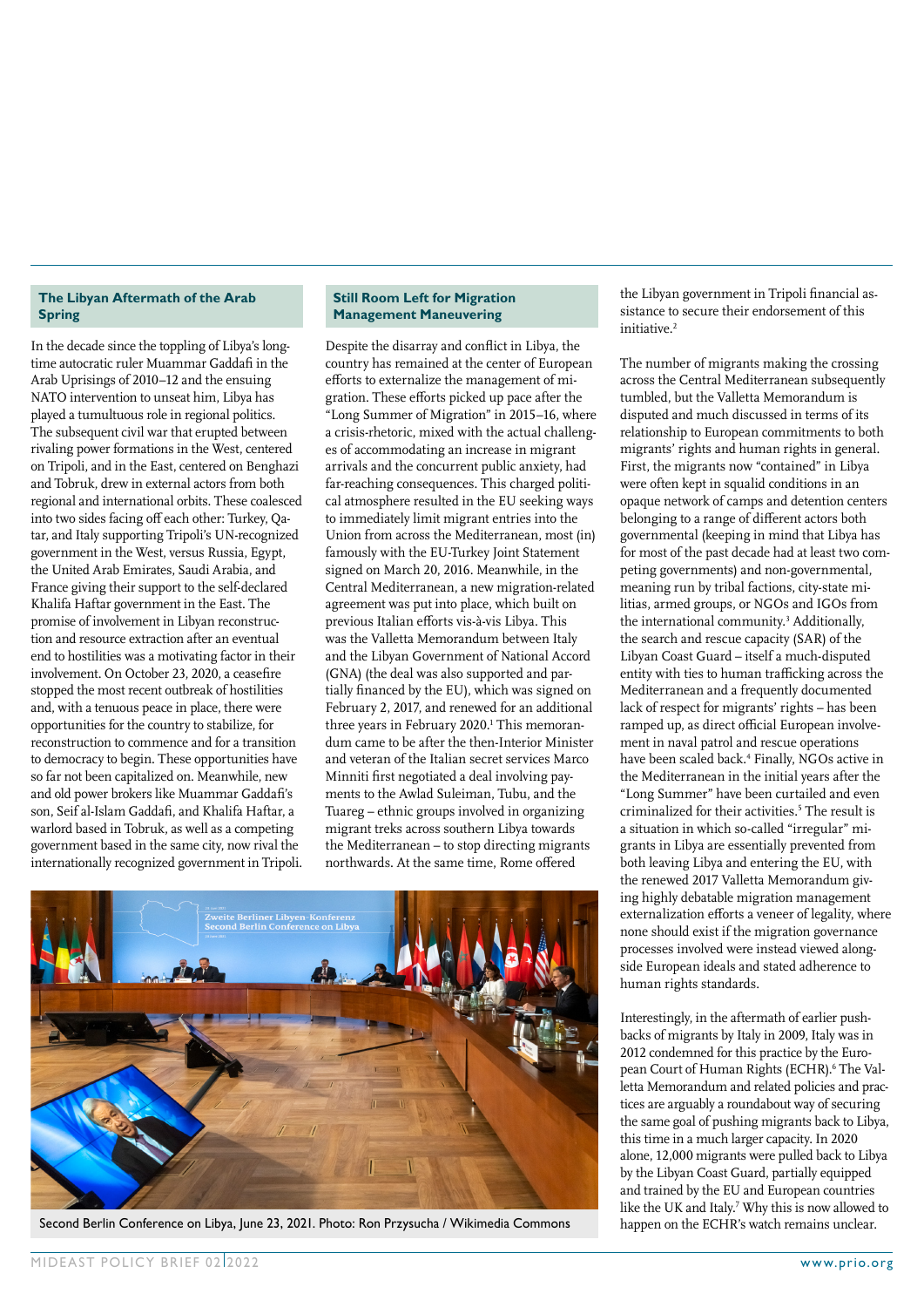## The Libyan Aftermath of the Arab Spring

In the decade since the toppling of Libya's long-time autocratic ruler Muammar Gaddafi in the Arab Uprisings of 2010–12 and the ensuing NATO intervention to unseat him, Libya has played a tumultuous role in regional politics. The subsequent civil war that erupted between rivaling power formations in the West, centered on Tripoli, and in the East, centered on Benghazi and Tobruk, drew in external actors from both regional and international orbits. These coalesced into two sides facing off each other: Turkey, Qatar, and Italy supporting Tripoli's UN-recognized government in the West, versus Russia, Egypt, the United Arab Emirates, Saudi Arabia, and France giving their support to the self-declared Khalifa Haftar government in the East. The promise of involvement in Libyan reconstruction and resource extraction after an eventual end to hostilities was a motivating factor in their involvement. On October 23, 2020, a ceasefire stopped the most recent outbreak of hostilities and, with a tenuous peace in place, there were opportunities for the country to stabilize, for reconstruction to commence and for a transition to democracy to begin. These opportunities have so far not been capitalized on. Meanwhile, new and old power brokers like Muammar Gaddafi's son, Seif al-Islam Gaddafi, and Khalifa Haftar, a warlord based in Tobruk, as well as a competing government based in the same city, now rival the internationally recognized government in Tripoli.

## Still Room Left for Migration Management Maneuvering

Despite the disarray and conflict in Libya, the country has remained at the center of European efforts to externalize the management of migration. These efforts picked up pace after the "Long Summer of Migration" in 2015–16, where a crisis-rhetoric, mixed with the actual challenges of accommodating an increase in migrant arrivals and the concurrent public anxiety, had far-reaching consequences. This charged political atmosphere resulted in the EU seeking ways to immediately limit migrant entries into the Union from across the Mediterranean, most (in) famously with the EU-Turkey Joint Statement signed on March 20, 2016. Meanwhile, in the Central Mediterranean, a new migration-related agreement was put into place, which built on previous Italian efforts vis-à-vis Libya. This was the Valletta Memorandum between Italy and the Libyan Government of National Accord (GNA) (the deal was also supported and partially financed by the EU), which was signed on February 2, 2017, and renewed for an additional three years in February 2020.[1] This memorandum came to be after the then-Interior Minister and veteran of the Italian secret services Marco Minniti first negotiated a deal involving payments to the Awlad Suleiman, Tubu, and the Tuareg – ethnic groups involved in organizing migrant treks across southern Libya towards the Mediterranean – to stop directing migrants northwards. At the same time, Rome offered the Libyan government in Tripoli financial assistance to secure their endorsement of this initiative.[2]

The number of migrants making the crossing across the Central Mediterranean subsequently tumbled, but the Valletta Memorandum is disputed and much discussed in terms of its relationship to European commitments to both migrants' rights and human rights in general. First, the migrants now "contained" in Libya were often kept in squalid conditions in an opaque network of camps and detention centers belonging to a range of different actors both governmental (keeping in mind that Libya has for most of the past decade had at least two competing governments) and non-governmental, meaning run by tribal factions, city-state militias, armed groups, or NGOs and IGOs from the international community.[3] Additionally, the search and rescue capacity (SAR) of the Libyan Coast Guard – itself a much-disputed entity with ties to human trafficking across the Mediterranean and a frequently documented lack of respect for migrants' rights – has been ramped up, as direct official European involvement in naval patrol and rescue operations have been scaled back.[4] Finally, NGOs active in the Mediterranean in the initial years after the "Long Summer" have been curtailed and even criminalized for their activities.[5] The result is a situation in which so-called "irregular" migrants in Libya are essentially prevented from both leaving Libya and entering the EU, with the renewed 2017 Valletta Memorandum giving highly debatable migration management externalization efforts a veneer of legality, where none should exist if the migration governance processes involved were instead viewed alongside European ideals and stated adherence to human rights standards.

Interestingly, in the aftermath of earlier pushbacks of migrants by Italy in 2009, Italy was in 2012 condemned for this practice by the European Court of Human Rights (ECHR).[6] The Valletta Memorandum and related policies and practices are arguably a roundabout way of securing the same goal of pushing migrants back to Libya, this time in a much larger capacity. In 2020 alone, 12,000 migrants were pulled back to Libya by the Libyan Coast Guard, partially equipped and trained by the EU and European countries like the UK and Italy.[7] Why this is now allowed to happen on the ECHR's watch remains unclear.

Second Berlin Conference on Libya, June 23, 2021. Photo: Ron Przysucha / Wikimedia Commons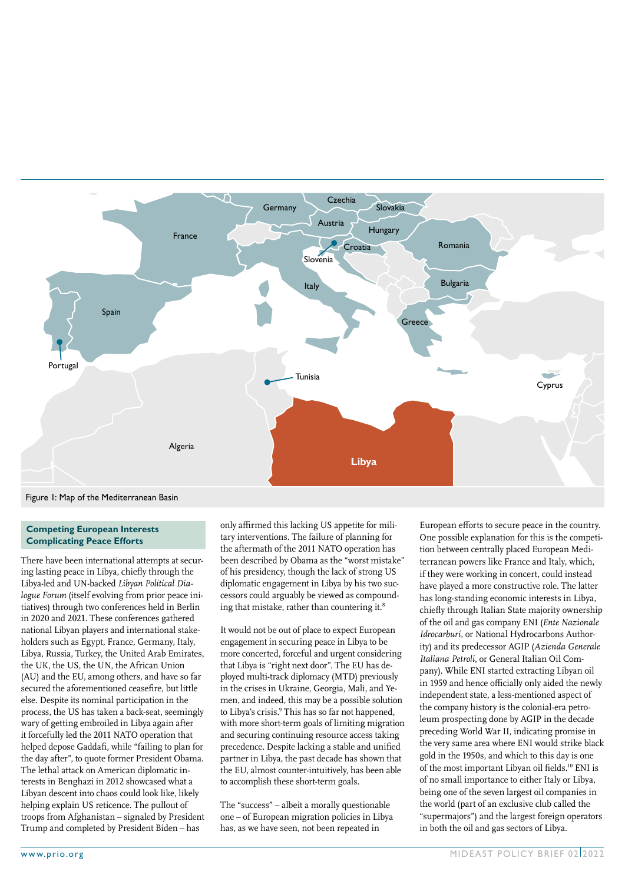Figure 1: Map of the Mediterranean Basin

## Competing European Interests Complicating Peace Efforts

There have been international attempts at securing lasting peace in Libya, chiefly through the Libya-led and UN-backed *Libyan Political Dialogue Forum* (itself evolving from prior peace initiatives) through two conferences held in Berlin in 2020 and 2021. These conferences gathered national Libyan players and international stakeholders such as Egypt, France, Germany, Italy, Libya, Russia, Turkey, the United Arab Emirates, the UK, the US, the UN, the African Union (AU) and the EU, among others, and have so far secured the aforementioned ceasefire, but little else. Despite its nominal participation in the process, the US has taken a back-seat, seemingly wary of getting embroiled in Libya again after it forcefully led the 2011 NATO operation that helped depose Gaddafi, while "failing to plan for the day after", to quote former President Obama. The lethal attack on American diplomatic interests in Benghazi in 2012 showcased what a Libyan descent into chaos could look like, likely helping explain US reticence. The pullout of troops from Afghanistan – signaled by President Trump and completed by President Biden – has only affirmed this lacking US appetite for military interventions. The failure of planning for the aftermath of the 2011 NATO operation has been described by Obama as the "worst mistake" of his presidency, though the lack of strong US diplomatic engagement in Libya by his two successors could arguably be viewed as compounding that mistake, rather than countering it.[8]

It would not be out of place to expect European engagement in securing peace in Libya to be more concerted, forceful and urgent considering that Libya is "right next door". The EU has deployed multi-track diplomacy (MTD) previously in the crises in Ukraine, Georgia, Mali, and Yemen, and indeed, this may be a possible solution to Libya's crisis.[9] This has so far not happened, with more short-term goals of limiting migration and securing continuing resource access taking precedence. Despite lacking a stable and unified partner in Libya, the past decade has shown that the EU, almost counter-intuitively, has been able to accomplish these short-term goals.

The "success" – albeit a morally questionable one – of European migration policies in Libya has, as we have seen, not been repeated in European efforts to secure peace in the country. One possible explanation for this is the competition between centrally placed European Mediterranean powers like France and Italy, which, if they were working in concert, could instead have played a more constructive role. The latter has long-standing economic interests in Libya, chiefly through Italian State majority ownership of the oil and gas company ENI (*Ente Nazionale Idrocarburi*, or National Hydrocarbons Authority) and its predecessor AGIP (*Azienda Generale Italiana Petroli*, or General Italian Oil Company). While ENI started extracting Libyan oil in 1959 and hence officially only aided the newly independent state, a less-mentioned aspect of the company history is the colonial-era petroleum prospecting done by AGIP in the decade preceding World War II, indicating promise in the very same area where ENI would strike black gold in the 1950s, and which to this day is one of the most important Libyan oil fields.[10] ENI is of no small importance to either Italy or Libya, being one of the seven largest oil companies in the world (part of an exclusive club called the "supermajors") and the largest foreign operators in both the oil and gas sectors of Libya.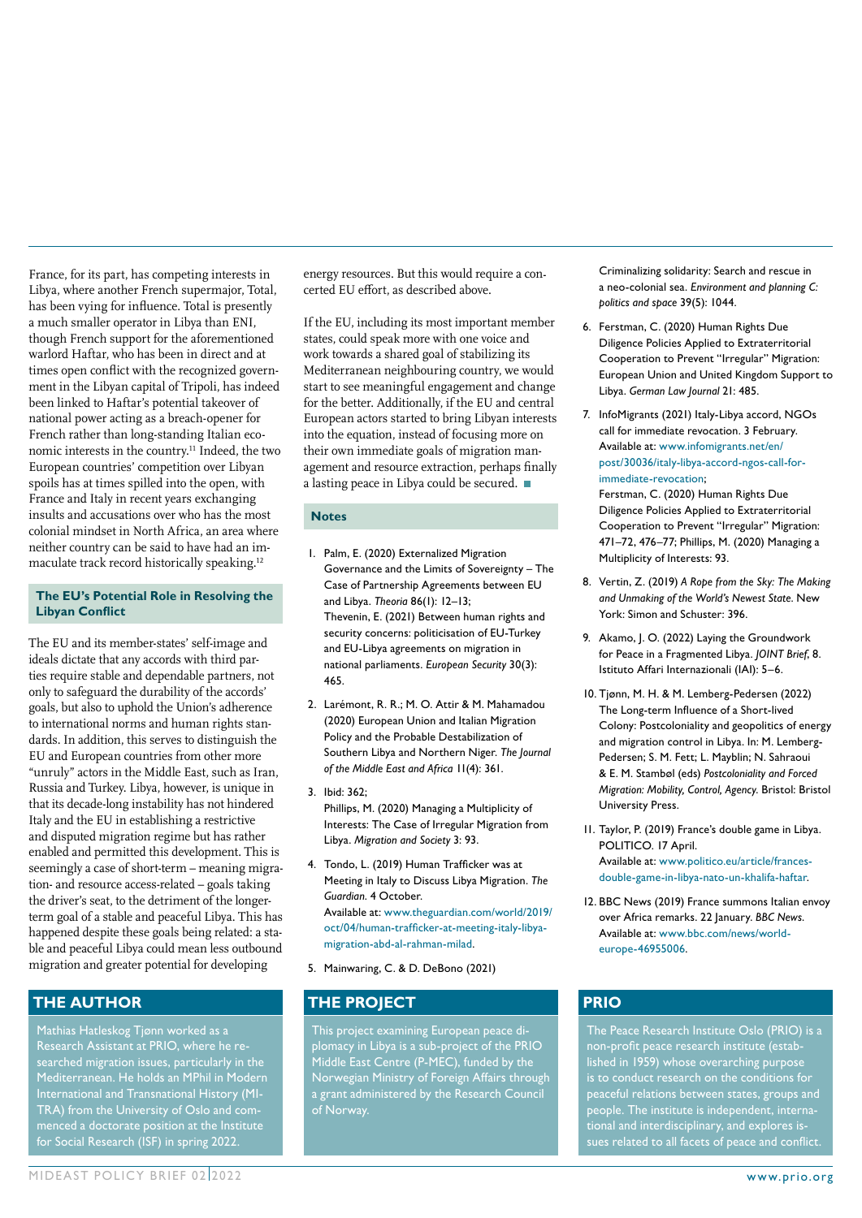France, for its part, has competing interests in Libya, where another French supermajor, Total, has been vying for influence. Total is presently a much smaller operator in Libya than ENI, though French support for the aforementioned warlord Haftar, who has been in direct and at times open conflict with the recognized government in the Libyan capital of Tripoli, has indeed been linked to Haftar's potential takeover of national power acting as a breach-opener for French rather than long-standing Italian economic interests in the country.[11] Indeed, the two European countries' competition over Libyan spoils has at times spilled into the open, with France and Italy in recent years exchanging insults and accusations over who has the most colonial mindset in North Africa, an area where neither country can be said to have had an immaculate track record historically speaking.[12]

## The EU's Potential Role in Resolving the Libyan Conflict

The EU and its member-states' self-image and ideals dictate that any accords with third parties require stable and dependable partners, not only to safeguard the durability of the accords' goals, but also to uphold the Union's adherence to international norms and human rights standards. In addition, this serves to distinguish the EU and European countries from other more "unruly" actors in the Middle East, such as Iran, Russia and Turkey. Libya, however, is unique in that its decade-long instability has not hindered Italy and the EU in establishing a restrictive and disputed migration regime but has rather enabled and permitted this development. This is seemingly a case of short-term – meaning migration- and resource access-related – goals taking the driver's seat, to the detriment of the longer-term goal of a stable and peaceful Libya. This has happened despite these goals being related: a stable and peaceful Libya could mean less outbound migration and greater potential for developing energy resources. But this would require a concerted EU effort, as described above.

If the EU, including its most important member states, could speak more with one voice and work towards a shared goal of stabilizing its Mediterranean neighbouring country, we would start to see meaningful engagement and change for the better. Additionally, if the EU and central European actors started to bring Libyan interests into the equation, instead of focusing more on their own immediate goals of migration management and resource extraction, perhaps finally a lasting peace in Libya could be secured. ■

## Notes

1. Palm, E. (2020) Externalized Migration Governance and the Limits of Sovereignty – The Case of Partnership Agreements between EU and Libya. *Theoria* 86(1): 12–13;
   Thevenin, E. (2021) Between human rights and security concerns: politicisation of EU-Turkey and EU-Libya agreements on migration in national parliaments. *European Security* 30(3): 465.
2. Larémont, R. R.; M. O. Attir & M. Mahamadou (2020) European Union and Italian Migration Policy and the Probable Destabilization of Southern Libya and Northern Niger. *The Journal of the Middle East and Africa* 11(4): 361.
3. Ibid: 362;
   Phillips, M. (2020) Managing a Multiplicity of Interests: The Case of Irregular Migration from Libya. *Migration and Society* 3: 93.
4. Tondo, L. (2019) Human Trafficker was at Meeting in Italy to Discuss Libya Migration. *The Guardian*. 4 October.
   Available at: www.theguardian.com/world/2019/oct/04/human-trafficker-at-meeting-italy-libya-migration-abd-al-rahman-milad.
5. Mainwaring, C. & D. DeBono (2021) Criminalizing solidarity: Search and rescue in a neo-colonial sea. *Environment and planning C: politics and space* 39(5): 1044.
6. Ferstman, C. (2020) Human Rights Due Diligence Policies Applied to Extraterritorial Cooperation to Prevent "Irregular" Migration: European Union and United Kingdom Support to Libya. *German Law Journal* 21: 485.
7. InfoMigrants (2021) Italy-Libya accord, NGOs call for immediate revocation. 3 February. Available at: www.infomigrants.net/en/post/30036/italy-libya-accord-ngos-call-for-immediate-revocation;
   Ferstman, C. (2020) Human Rights Due Diligence Policies Applied to Extraterritorial Cooperation to Prevent "Irregular" Migration: 471–72, 476–77; Phillips, M. (2020) Managing a Multiplicity of Interests: 93.
8. Vertin, Z. (2019) *A Rope from the Sky: The Making and Unmaking of the World's Newest State*. New York: Simon and Schuster: 396.
9. Akamo, J. O. (2022) Laying the Groundwork for Peace in a Fragmented Libya. *JOINT Brief*, 8. Istituto Affari Internazionali (IAI): 5–6.
10. Tjønn, M. H. & M. Lemberg-Pedersen (2022) The Long-term Influence of a Short-lived Colony: Postcoloniality and geopolitics of energy and migration control in Libya. In: M. Lemberg-Pedersen; S. M. Fett; L. Mayblin; N. Sahraoui & E. M. Stambøl (eds) *Postcoloniality and Forced Migration: Mobility, Control, Agency*. Bristol: Bristol University Press.
11. Taylor, P. (2019) France's double game in Libya. POLITICO. 17 April.
    Available at: www.politico.eu/article/frances-double-game-in-libya-nato-un-khalifa-haftar.
12. BBC News (2019) France summons Italian envoy over Africa remarks. 22 January. *BBC News*. Available at: www.bbc.com/news/world-europe-46955006.

## THE AUTHOR

Mathias Hatleskog Tjønn worked as a Research Assistant at PRIO, where he researched migration issues, particularly in the Mediterranean. He holds an MPhil in Modern International and Transnational History (MITRA) from the University of Oslo and commenced a doctorate position at the Institute for Social Research (ISF) in spring 2022.

## THE PROJECT

This project examining European peace diplomacy in Libya is a sub-project of the PRIO Middle East Centre (P-MEC), funded by the Norwegian Ministry of Foreign Affairs through a grant administered by the Research Council of Norway.

## PRIO

The Peace Research Institute Oslo (PRIO) is a non-profit peace research institute (established in 1959) whose overarching purpose is to conduct research on the conditions for peaceful relations between states, groups and people. The institute is independent, international and interdisciplinary, and explores issues related to all facets of peace and conflict.